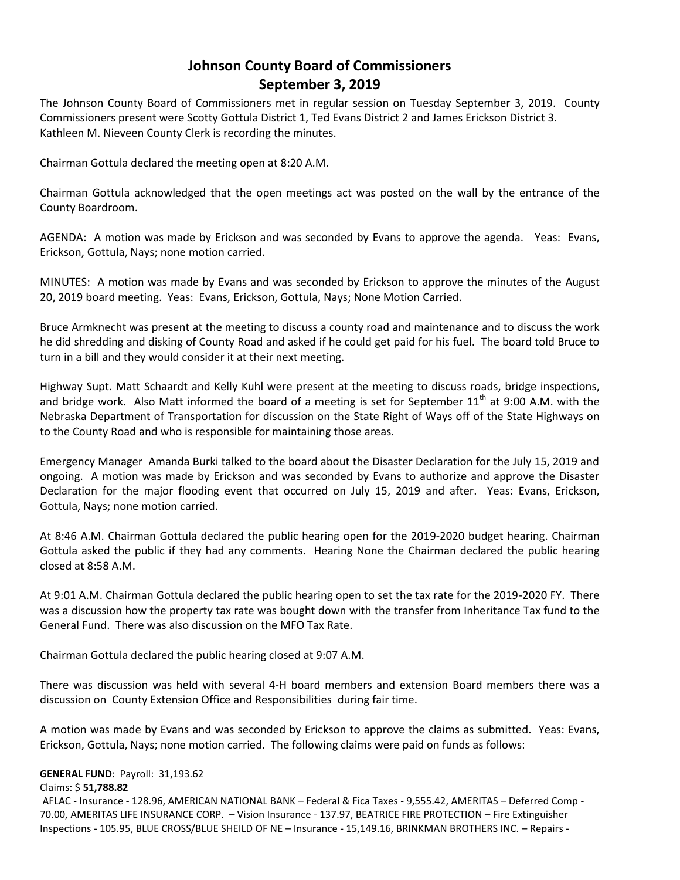# Johnson County Board of Commissioners
# September 3, 2019

The Johnson County Board of Commissioners met in regular session on Tuesday September 3, 2019. County Commissioners present were Scotty Gottula District 1, Ted Evans District 2 and James Erickson District 3. Kathleen M. Nieveen County Clerk is recording the minutes.

Chairman Gottula declared the meeting open at 8:20 A.M.

Chairman Gottula acknowledged that the open meetings act was posted on the wall by the entrance of the County Boardroom.

AGENDA: A motion was made by Erickson and was seconded by Evans to approve the agenda. Yeas: Evans, Erickson, Gottula, Nays; none motion carried.

MINUTES: A motion was made by Evans and was seconded by Erickson to approve the minutes of the August 20, 2019 board meeting. Yeas: Evans, Erickson, Gottula, Nays; None Motion Carried.

Bruce Armknecht was present at the meeting to discuss a county road and maintenance and to discuss the work he did shredding and disking of County Road and asked if he could get paid for his fuel. The board told Bruce to turn in a bill and they would consider it at their next meeting.

Highway Supt. Matt Schaardt and Kelly Kuhl were present at the meeting to discuss roads, bridge inspections, and bridge work. Also Matt informed the board of a meeting is set for September 11th at 9:00 A.M. with the Nebraska Department of Transportation for discussion on the State Right of Ways off of the State Highways on to the County Road and who is responsible for maintaining those areas.

Emergency Manager Amanda Burki talked to the board about the Disaster Declaration for the July 15, 2019 and ongoing. A motion was made by Erickson and was seconded by Evans to authorize and approve the Disaster Declaration for the major flooding event that occurred on July 15, 2019 and after. Yeas: Evans, Erickson, Gottula, Nays; none motion carried.

At 8:46 A.M. Chairman Gottula declared the public hearing open for the 2019-2020 budget hearing. Chairman Gottula asked the public if they had any comments. Hearing None the Chairman declared the public hearing closed at 8:58 A.M.

At 9:01 A.M. Chairman Gottula declared the public hearing open to set the tax rate for the 2019-2020 FY. There was a discussion how the property tax rate was bought down with the transfer from Inheritance Tax fund to the General Fund. There was also discussion on the MFO Tax Rate.

Chairman Gottula declared the public hearing closed at 9:07 A.M.

There was discussion was held with several 4-H board members and extension Board members there was a discussion on County Extension Office and Responsibilities during fair time.

A motion was made by Evans and was seconded by Erickson to approve the claims as submitted. Yeas: Evans, Erickson, Gottula, Nays; none motion carried. The following claims were paid on funds as follows:

**GENERAL FUND**: Payroll: 31,193.62
Claims: $ **51,788.82**
AFLAC - Insurance - 128.96, AMERICAN NATIONAL BANK – Federal & Fica Taxes - 9,555.42, AMERITAS – Deferred Comp - 70.00, AMERITAS LIFE INSURANCE CORP. – Vision Insurance - 137.97, BEATRICE FIRE PROTECTION – Fire Extinguisher Inspections - 105.95, BLUE CROSS/BLUE SHEILD OF NE – Insurance - 15,149.16, BRINKMAN BROTHERS INC. – Repairs -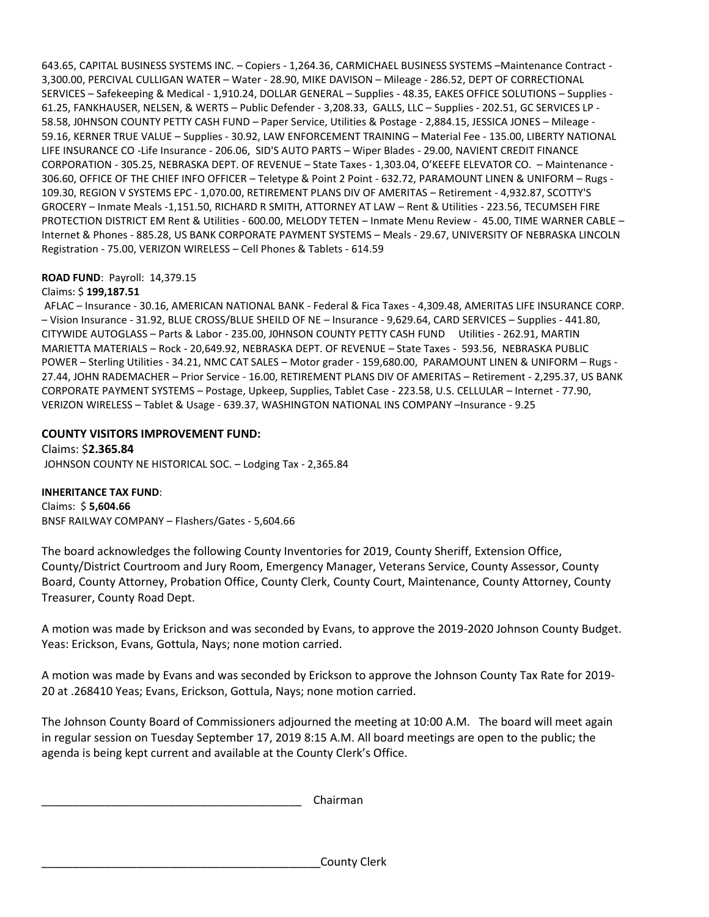643.65, CAPITAL BUSINESS SYSTEMS INC. – Copiers - 1,264.36, CARMICHAEL BUSINESS SYSTEMS –Maintenance Contract - 3,300.00, PERCIVAL CULLIGAN WATER – Water - 28.90, MIKE DAVISON – Mileage - 286.52, DEPT OF CORRECTIONAL SERVICES – Safekeeping & Medical - 1,910.24, DOLLAR GENERAL – Supplies - 48.35, EAKES OFFICE SOLUTIONS – Supplies - 61.25, FANKHAUSER, NELSEN, & WERTS – Public Defender - 3,208.33, GALLS, LLC – Supplies - 202.51, GC SERVICES LP - 58.58, J0HNSON COUNTY PETTY CASH FUND – Paper Service, Utilities & Postage - 2,884.15, JESSICA JONES – Mileage - 59.16, KERNER TRUE VALUE – Supplies - 30.92, LAW ENFORCEMENT TRAINING – Material Fee - 135.00, LIBERTY NATIONAL LIFE INSURANCE CO -Life Insurance - 206.06, SID'S AUTO PARTS – Wiper Blades - 29.00, NAVIENT CREDIT FINANCE CORPORATION - 305.25, NEBRASKA DEPT. OF REVENUE – State Taxes - 1,303.04, O'KEEFE ELEVATOR CO. – Maintenance - 306.60, OFFICE OF THE CHIEF INFO OFFICER – Teletype & Point 2 Point - 632.72, PARAMOUNT LINEN & UNIFORM – Rugs - 109.30, REGION V SYSTEMS EPC - 1,070.00, RETIREMENT PLANS DIV OF AMERITAS – Retirement - 4,932.87, SCOTTY'S GROCERY – Inmate Meals -1,151.50, RICHARD R SMITH, ATTORNEY AT LAW – Rent & Utilities - 223.56, TECUMSEH FIRE PROTECTION DISTRICT EM Rent & Utilities - 600.00, MELODY TETEN – Inmate Menu Review - 45.00, TIME WARNER CABLE – Internet & Phones - 885.28, US BANK CORPORATE PAYMENT SYSTEMS – Meals - 29.67, UNIVERSITY OF NEBRASKA LINCOLN Registration - 75.00, VERIZON WIRELESS – Cell Phones & Tablets - 614.59

**ROAD FUND**: Payroll: 14,379.15

Claims: $ **199,187.51**

AFLAC – Insurance - 30.16, AMERICAN NATIONAL BANK - Federal & Fica Taxes - 4,309.48, AMERITAS LIFE INSURANCE CORP. – Vision Insurance - 31.92, BLUE CROSS/BLUE SHEILD OF NE – Insurance - 9,629.64, CARD SERVICES – Supplies - 441.80, CITYWIDE AUTOGLASS – Parts & Labor - 235.00, J0HNSON COUNTY PETTY CASH FUND Utilities - 262.91, MARTIN MARIETTA MATERIALS – Rock - 20,649.92, NEBRASKA DEPT. OF REVENUE – State Taxes - 593.56, NEBRASKA PUBLIC POWER – Sterling Utilities - 34.21, NMC CAT SALES – Motor grader - 159,680.00, PARAMOUNT LINEN & UNIFORM – Rugs - 27.44, JOHN RADEMACHER – Prior Service - 16.00, RETIREMENT PLANS DIV OF AMERITAS – Retirement - 2,295.37, US BANK CORPORATE PAYMENT SYSTEMS – Postage, Upkeep, Supplies, Tablet Case - 223.58, U.S. CELLULAR – Internet - 77.90, VERIZON WIRELESS – Tablet & Usage - 639.37, WASHINGTON NATIONAL INS COMPANY –Insurance - 9.25

**COUNTY VISITORS IMPROVEMENT FUND:**

Claims: $**2.365.84**

JOHNSON COUNTY NE HISTORICAL SOC. – Lodging Tax - 2,365.84

**INHERITANCE TAX FUND**:

Claims: $ **5,604.66**

BNSF RAILWAY COMPANY – Flashers/Gates - 5,604.66

The board acknowledges the following County Inventories for 2019, County Sheriff, Extension Office, County/District Courtroom and Jury Room, Emergency Manager, Veterans Service, County Assessor, County Board, County Attorney, Probation Office, County Clerk, County Court, Maintenance, County Attorney, County Treasurer, County Road Dept.

A motion was made by Erickson and was seconded by Evans, to approve the 2019-2020 Johnson County Budget. Yeas: Erickson, Evans, Gottula, Nays; none motion carried.

A motion was made by Evans and was seconded by Erickson to approve the Johnson County Tax Rate for 2019-20 at .268410 Yeas; Evans, Erickson, Gottula, Nays; none motion carried.

The Johnson County Board of Commissioners adjourned the meeting at 10:00 A.M. The board will meet again in regular session on Tuesday September 17, 2019 8:15 A.M. All board meetings are open to the public; the agenda is being kept current and available at the County Clerk's Office.

__________________________________________ Chairman

_____________________________________________County Clerk